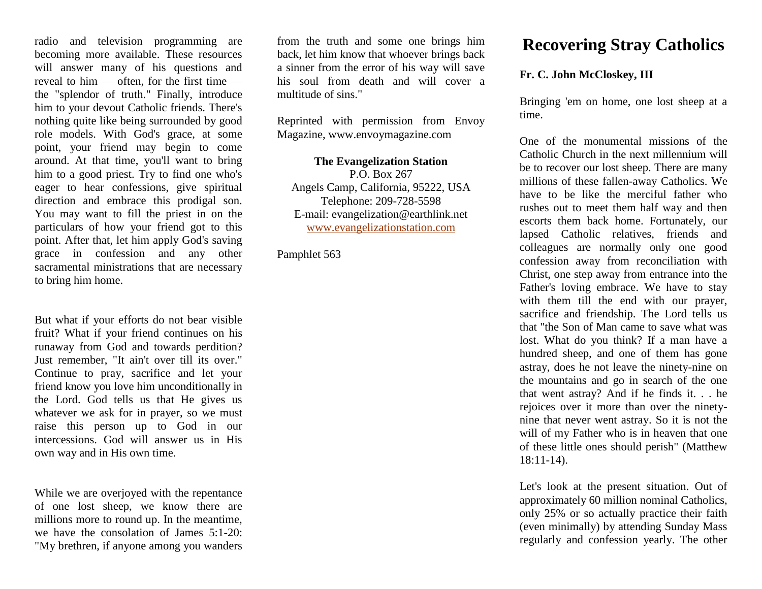radio and television programming are becoming more available. These resources will answer many of his questions and reveal to him — often, for the first time — the "splendor of truth." Finally, introduce him to your devout Catholic friends. There's nothing quite like being surrounded by good role models. With God's grace, at some point, your friend may begin to come around. At that time, you'll want to bring him to a good priest. Try to find one who's eager to hear confessions, give spiritual direction and embrace this prodigal son. You may want to fill the priest in on the particulars of how your friend got to this point. After that, let him apply God's saving grace in confession and any other sacramental ministrations that are necessary to bring him home.

But what if your efforts do not bear visible fruit? What if your friend continues on his runaway from God and towards perdition? Just remember, "It ain't over till its over." Continue to pray, sacrifice and let your friend know you love him unconditionally in the Lord. God tells us that He gives us whatever we ask for in prayer, so we must raise this person up to God in our intercessions. God will answer us in His own way and in His own time.

While we are overjoyed with the repentance of one lost sheep, we know there are millions more to round up. In the meantime, we have the consolation of James 5:1-20: "My brethren, if anyone among you wanders from the truth and some one brings him back, let him know that whoever brings back a sinner from the error of his way will save his soul from death and will cover a multitude of sins."

Reprinted with permission from Envoy Magazine, www.envoymagazine.com

**The Evangelization Station**
P.O. Box 267
Angels Camp, California, 95222, USA
Telephone: 209-728-5598
E-mail: evangelization@earthlink.net
www.evangelizationstation.com

Pamphlet 563

# Recovering Stray Catholics

**Fr. C. John McCloskey, III**

Bringing 'em on home, one lost sheep at a time.

One of the monumental missions of the Catholic Church in the next millennium will be to recover our lost sheep. There are many millions of these fallen-away Catholics. We have to be like the merciful father who rushes out to meet them half way and then escorts them back home. Fortunately, our lapsed Catholic relatives, friends and colleagues are normally only one good confession away from reconciliation with Christ, one step away from entrance into the Father's loving embrace. We have to stay with them till the end with our prayer, sacrifice and friendship. The Lord tells us that "the Son of Man came to save what was lost. What do you think? If a man have a hundred sheep, and one of them has gone astray, does he not leave the ninety-nine on the mountains and go in search of the one that went astray? And if he finds it. . . he rejoices over it more than over the ninety-nine that never went astray. So it is not the will of my Father who is in heaven that one of these little ones should perish" (Matthew 18:11-14).

Let's look at the present situation. Out of approximately 60 million nominal Catholics, only 25% or so actually practice their faith (even minimally) by attending Sunday Mass regularly and confession yearly. The other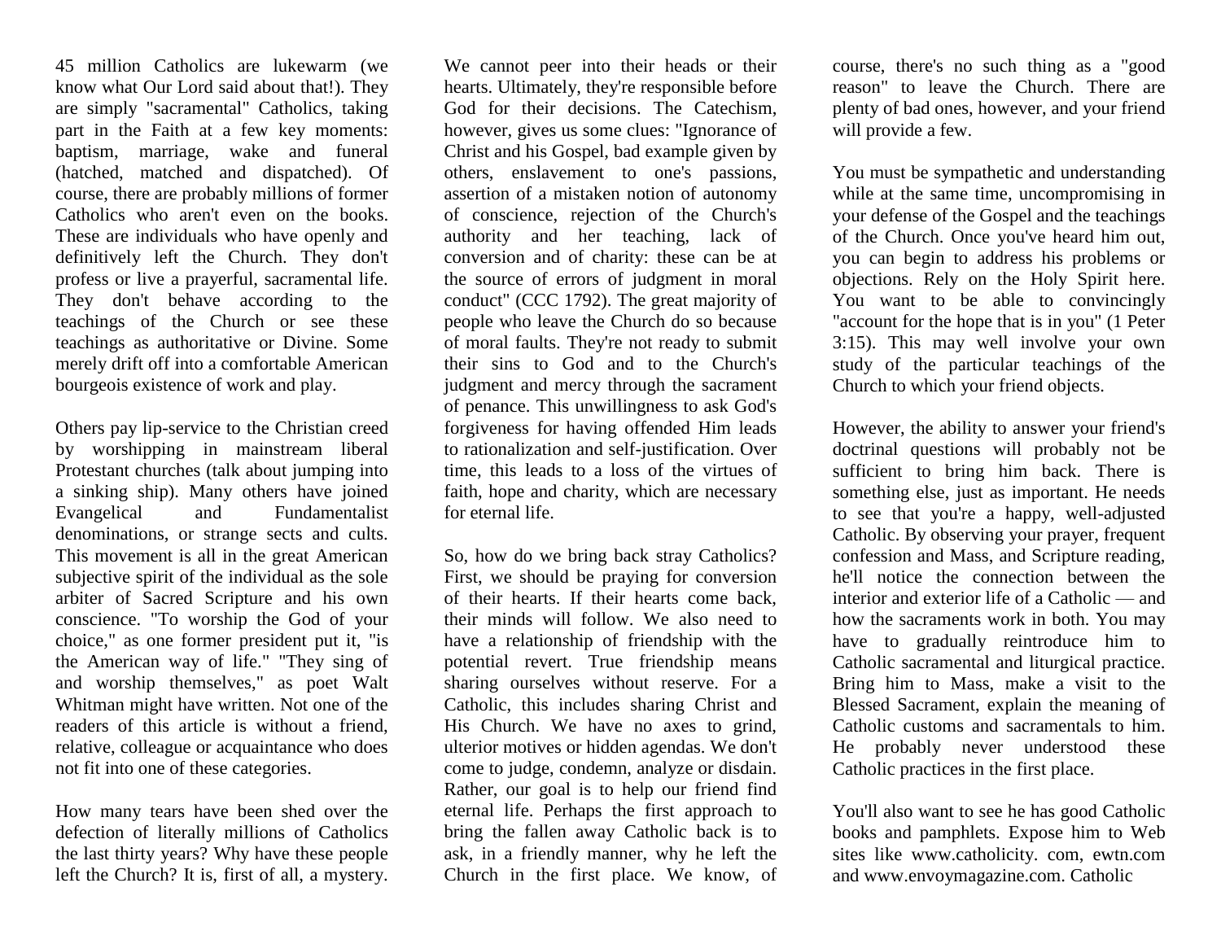45 million Catholics are lukewarm (we know what Our Lord said about that!). They are simply "sacramental" Catholics, taking part in the Faith at a few key moments: baptism, marriage, wake and funeral (hatched, matched and dispatched). Of course, there are probably millions of former Catholics who aren't even on the books. These are individuals who have openly and definitively left the Church. They don't profess or live a prayerful, sacramental life. They don't behave according to the teachings of the Church or see these teachings as authoritative or Divine. Some merely drift off into a comfortable American bourgeois existence of work and play.

Others pay lip-service to the Christian creed by worshipping in mainstream liberal Protestant churches (talk about jumping into a sinking ship). Many others have joined Evangelical and Fundamentalist denominations, or strange sects and cults. This movement is all in the great American subjective spirit of the individual as the sole arbiter of Sacred Scripture and his own conscience. "To worship the God of your choice," as one former president put it, "is the American way of life." "They sing of and worship themselves," as poet Walt Whitman might have written. Not one of the readers of this article is without a friend, relative, colleague or acquaintance who does not fit into one of these categories.

How many tears have been shed over the defection of literally millions of Catholics the last thirty years? Why have these people left the Church? It is, first of all, a mystery. We cannot peer into their heads or their hearts. Ultimately, they're responsible before God for their decisions. The Catechism, however, gives us some clues: "Ignorance of Christ and his Gospel, bad example given by others, enslavement to one's passions, assertion of a mistaken notion of autonomy of conscience, rejection of the Church's authority and her teaching, lack of conversion and of charity: these can be at the source of errors of judgment in moral conduct" (CCC 1792). The great majority of people who leave the Church do so because of moral faults. They're not ready to submit their sins to God and to the Church's judgment and mercy through the sacrament of penance. This unwillingness to ask God's forgiveness for having offended Him leads to rationalization and self-justification. Over time, this leads to a loss of the virtues of faith, hope and charity, which are necessary for eternal life.

So, how do we bring back stray Catholics? First, we should be praying for conversion of their hearts. If their hearts come back, their minds will follow. We also need to have a relationship of friendship with the potential revert. True friendship means sharing ourselves without reserve. For a Catholic, this includes sharing Christ and His Church. We have no axes to grind, ulterior motives or hidden agendas. We don't come to judge, condemn, analyze or disdain. Rather, our goal is to help our friend find eternal life. Perhaps the first approach to bring the fallen away Catholic back is to ask, in a friendly manner, why he left the Church in the first place. We know, of course, there's no such thing as a "good reason" to leave the Church. There are plenty of bad ones, however, and your friend will provide a few.

You must be sympathetic and understanding while at the same time, uncompromising in your defense of the Gospel and the teachings of the Church. Once you've heard him out, you can begin to address his problems or objections. Rely on the Holy Spirit here. You want to be able to convincingly "account for the hope that is in you" (1 Peter 3:15). This may well involve your own study of the particular teachings of the Church to which your friend objects.

However, the ability to answer your friend's doctrinal questions will probably not be sufficient to bring him back. There is something else, just as important. He needs to see that you're a happy, well-adjusted Catholic. By observing your prayer, frequent confession and Mass, and Scripture reading, he'll notice the connection between the interior and exterior life of a Catholic — and how the sacraments work in both. You may have to gradually reintroduce him to Catholic sacramental and liturgical practice. Bring him to Mass, make a visit to the Blessed Sacrament, explain the meaning of Catholic customs and sacramentals to him. He probably never understood these Catholic practices in the first place.

You'll also want to see he has good Catholic books and pamphlets. Expose him to Web sites like www.catholicity. com, ewtn.com and www.envoymagazine.com. Catholic